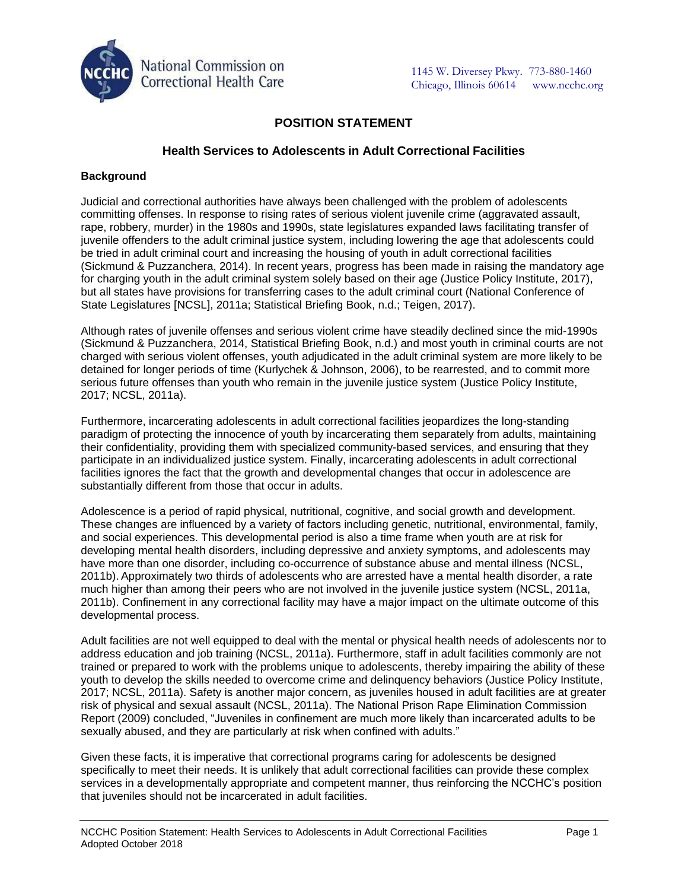National Commission on Correctional Health Care

1145 W. Diversey Pkwy. 773-880-1460
Chicago, Illinois 60614 www.ncchc.org

# POSITION STATEMENT

## Health Services to Adolescents in Adult Correctional Facilities

### Background

Judicial and correctional authorities have always been challenged with the problem of adolescents committing offenses. In response to rising rates of serious violent juvenile crime (aggravated assault, rape, robbery, murder) in the 1980s and 1990s, state legislatures expanded laws facilitating transfer of juvenile offenders to the adult criminal justice system, including lowering the age that adolescents could be tried in adult criminal court and increasing the housing of youth in adult correctional facilities (Sickmund & Puzzanchera, 2014). In recent years, progress has been made in raising the mandatory age for charging youth in the adult criminal system solely based on their age (Justice Policy Institute, 2017), but all states have provisions for transferring cases to the adult criminal court (National Conference of State Legislatures [NCSL], 2011a; Statistical Briefing Book, n.d.; Teigen, 2017).

Although rates of juvenile offenses and serious violent crime have steadily declined since the mid-1990s (Sickmund & Puzzanchera, 2014, Statistical Briefing Book, n.d.) and most youth in criminal courts are not charged with serious violent offenses, youth adjudicated in the adult criminal system are more likely to be detained for longer periods of time (Kurlychek & Johnson, 2006), to be rearrested, and to commit more serious future offenses than youth who remain in the juvenile justice system (Justice Policy Institute, 2017; NCSL, 2011a).

Furthermore, incarcerating adolescents in adult correctional facilities jeopardizes the long-standing paradigm of protecting the innocence of youth by incarcerating them separately from adults, maintaining their confidentiality, providing them with specialized community-based services, and ensuring that they participate in an individualized justice system. Finally, incarcerating adolescents in adult correctional facilities ignores the fact that the growth and developmental changes that occur in adolescence are substantially different from those that occur in adults.

Adolescence is a period of rapid physical, nutritional, cognitive, and social growth and development. These changes are influenced by a variety of factors including genetic, nutritional, environmental, family, and social experiences. This developmental period is also a time frame when youth are at risk for developing mental health disorders, including depressive and anxiety symptoms, and adolescents may have more than one disorder, including co-occurrence of substance abuse and mental illness (NCSL, 2011b). Approximately two thirds of adolescents who are arrested have a mental health disorder, a rate much higher than among their peers who are not involved in the juvenile justice system (NCSL, 2011a, 2011b). Confinement in any correctional facility may have a major impact on the ultimate outcome of this developmental process.

Adult facilities are not well equipped to deal with the mental or physical health needs of adolescents nor to address education and job training (NCSL, 2011a). Furthermore, staff in adult facilities commonly are not trained or prepared to work with the problems unique to adolescents, thereby impairing the ability of these youth to develop the skills needed to overcome crime and delinquency behaviors (Justice Policy Institute, 2017; NCSL, 2011a). Safety is another major concern, as juveniles housed in adult facilities are at greater risk of physical and sexual assault (NCSL, 2011a). The National Prison Rape Elimination Commission Report (2009) concluded, "Juveniles in confinement are much more likely than incarcerated adults to be sexually abused, and they are particularly at risk when confined with adults."

Given these facts, it is imperative that correctional programs caring for adolescents be designed specifically to meet their needs. It is unlikely that adult correctional facilities can provide these complex services in a developmentally appropriate and competent manner, thus reinforcing the NCCHC's position that juveniles should not be incarcerated in adult facilities.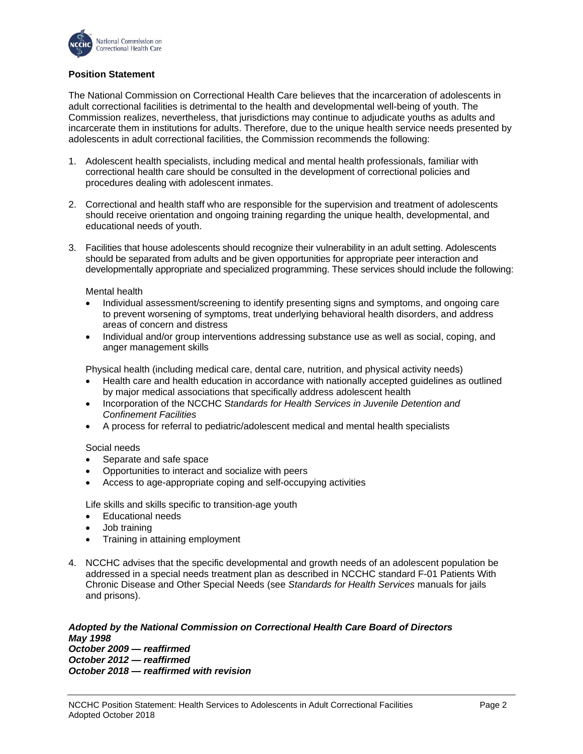**Position Statement**

The National Commission on Correctional Health Care believes that the incarceration of adolescents in adult correctional facilities is detrimental to the health and developmental well-being of youth. The Commission realizes, nevertheless, that jurisdictions may continue to adjudicate youths as adults and incarcerate them in institutions for adults. Therefore, due to the unique health service needs presented by adolescents in adult correctional facilities, the Commission recommends the following:

1. Adolescent health specialists, including medical and mental health professionals, familiar with correctional health care should be consulted in the development of correctional policies and procedures dealing with adolescent inmates.

2. Correctional and health staff who are responsible for the supervision and treatment of adolescents should receive orientation and ongoing training regarding the unique health, developmental, and educational needs of youth.

3. Facilities that house adolescents should recognize their vulnerability in an adult setting. Adolescents should be separated from adults and be given opportunities for appropriate peer interaction and developmentally appropriate and specialized programming. These services should include the following:

   Mental health
   - Individual assessment/screening to identify presenting signs and symptoms, and ongoing care to prevent worsening of symptoms, treat underlying behavioral health disorders, and address areas of concern and distress
   - Individual and/or group interventions addressing substance use as well as social, coping, and anger management skills

   Physical health (including medical care, dental care, nutrition, and physical activity needs)
   - Health care and health education in accordance with nationally accepted guidelines as outlined by major medical associations that specifically address adolescent health
   - Incorporation of the NCCHC S*tandards for Health Services in Juvenile Detention and Confinement Facilities*
   - A process for referral to pediatric/adolescent medical and mental health specialists

   Social needs
   - Separate and safe space
   - Opportunities to interact and socialize with peers
   - Access to age-appropriate coping and self-occupying activities

   Life skills and skills specific to transition-age youth
   - Educational needs
   - Job training
   - Training in attaining employment

4. NCCHC advises that the specific developmental and growth needs of an adolescent population be addressed in a special needs treatment plan as described in NCCHC standard F-01 Patients With Chronic Disease and Other Special Needs (see *Standards for Health Services* manuals for jails and prisons).

***Adopted by the National Commission on Correctional Health Care Board of Directors***
***May 1998***
***October 2009 — reaffirmed***
***October 2012 — reaffirmed***
***October 2018 — reaffirmed with revision***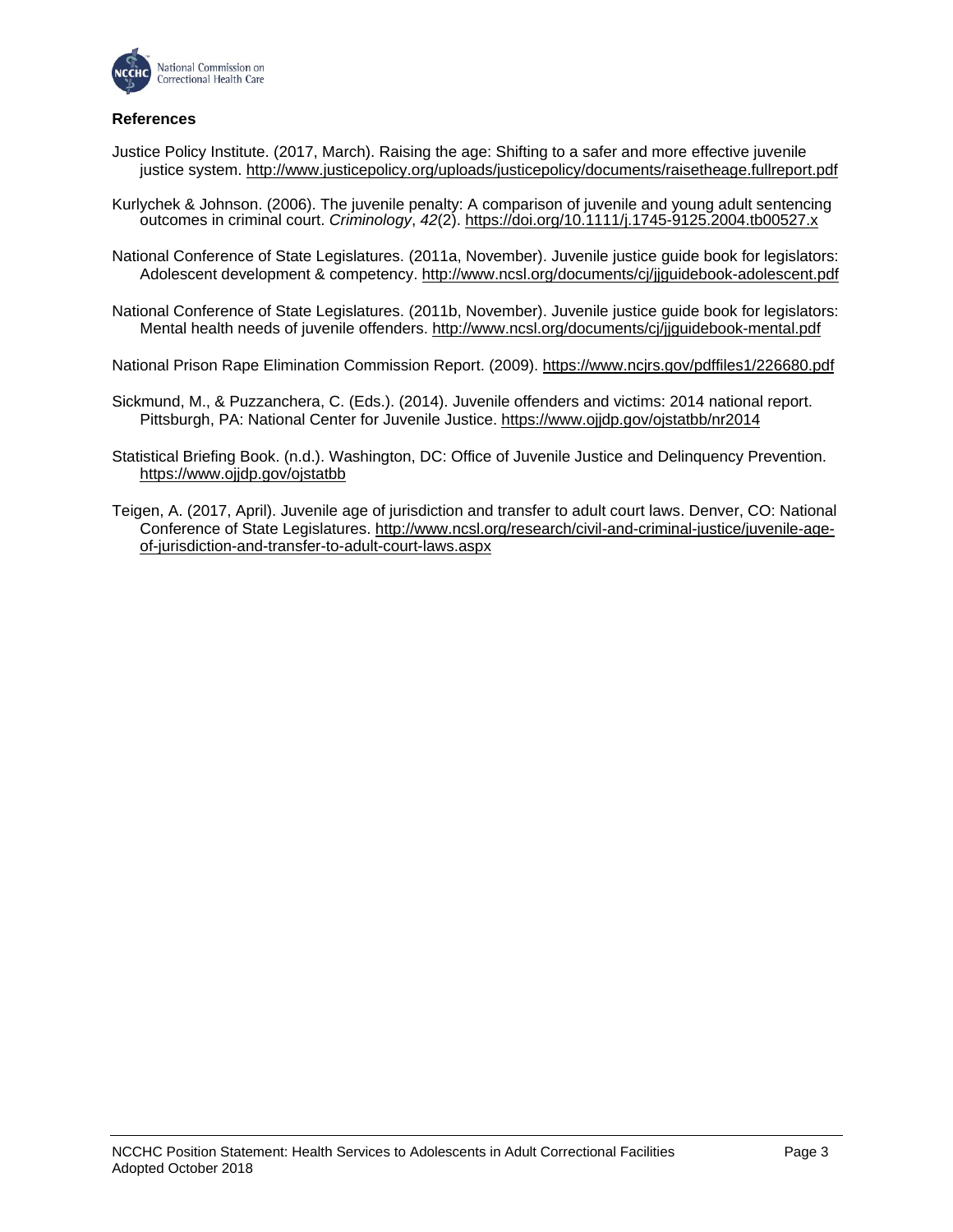**References**

Justice Policy Institute. (2017, March). Raising the age: Shifting to a safer and more effective juvenile justice system. http://www.justicepolicy.org/uploads/justicepolicy/documents/raisetheage.fullreport.pdf

Kurlychek & Johnson. (2006). The juvenile penalty: A comparison of juvenile and young adult sentencing outcomes in criminal court. *Criminology*, *42*(2). https://doi.org/10.1111/j.1745-9125.2004.tb00527.x

National Conference of State Legislatures. (2011a, November). Juvenile justice guide book for legislators: Adolescent development & competency. http://www.ncsl.org/documents/cj/jjguidebook-adolescent.pdf

National Conference of State Legislatures. (2011b, November). Juvenile justice guide book for legislators: Mental health needs of juvenile offenders. http://www.ncsl.org/documents/cj/jjguidebook-mental.pdf

National Prison Rape Elimination Commission Report. (2009). https://www.ncjrs.gov/pdffiles1/226680.pdf

Sickmund, M., & Puzzanchera, C. (Eds.). (2014). Juvenile offenders and victims: 2014 national report. Pittsburgh, PA: National Center for Juvenile Justice. https://www.ojjdp.gov/ojstatbb/nr2014

Statistical Briefing Book. (n.d.). Washington, DC: Office of Juvenile Justice and Delinquency Prevention. https://www.ojjdp.gov/ojstatbb

Teigen, A. (2017, April). Juvenile age of jurisdiction and transfer to adult court laws. Denver, CO: National Conference of State Legislatures. http://www.ncsl.org/research/civil-and-criminal-justice/juvenile-age-of-jurisdiction-and-transfer-to-adult-court-laws.aspx